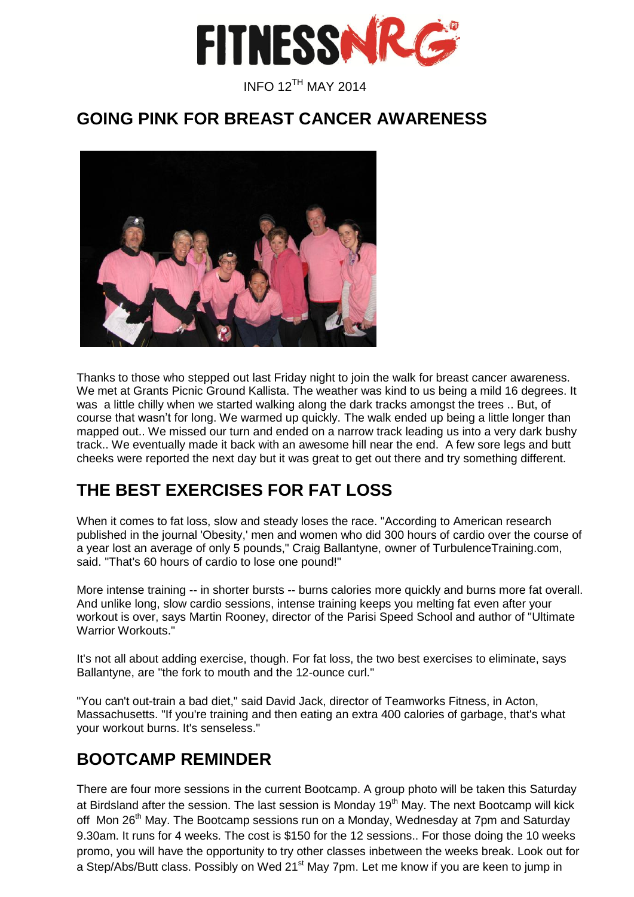# FITNESS NRG

INFO 12TH MAY 2014

## GOING PINK FOR BREAST CANCER AWARENESS

Thanks to those who stepped out last Friday night to join the walk for breast cancer awareness. We met at Grants Picnic Ground Kallista. The weather was kind to us being a mild 16 degrees. It was a little chilly when we started walking along the dark tracks amongst the trees .. But, of course that wasn't for long. We warmed up quickly. The walk ended up being a little longer than mapped out.. We missed our turn and ended on a narrow track leading us into a very dark bushy track.. We eventually made it back with an awesome hill near the end. A few sore legs and butt cheeks were reported the next day but it was great to get out there and try something different.

## THE BEST EXERCISES FOR FAT LOSS

When it comes to fat loss, slow and steady loses the race. "According to American research published in the journal 'Obesity,' men and women who did 300 hours of cardio over the course of a year lost an average of only 5 pounds," Craig Ballantyne, owner of TurbulenceTraining.com, said. "That's 60 hours of cardio to lose one pound!"

More intense training -- in shorter bursts -- burns calories more quickly and burns more fat overall. And unlike long, slow cardio sessions, intense training keeps you melting fat even after your workout is over, says Martin Rooney, director of the Parisi Speed School and author of "Ultimate Warrior Workouts."

It's not all about adding exercise, though. For fat loss, the two best exercises to eliminate, says Ballantyne, are "the fork to mouth and the 12-ounce curl."

"You can't out-train a bad diet," said David Jack, director of Teamworks Fitness, in Acton, Massachusetts. "If you're training and then eating an extra 400 calories of garbage, that's what your workout burns. It's senseless."

## BOOTCAMP REMINDER

There are four more sessions in the current Bootcamp. A group photo will be taken this Saturday at Birdsland after the session. The last session is Monday 19th May. The next Bootcamp will kick off Mon 26th May. The Bootcamp sessions run on a Monday, Wednesday at 7pm and Saturday 9.30am. It runs for 4 weeks. The cost is $150 for the 12 sessions.. For those doing the 10 weeks promo, you will have the opportunity to try other classes inbetween the weeks break. Look out for a Step/Abs/Butt class. Possibly on Wed 21st May 7pm. Let me know if you are keen to jump in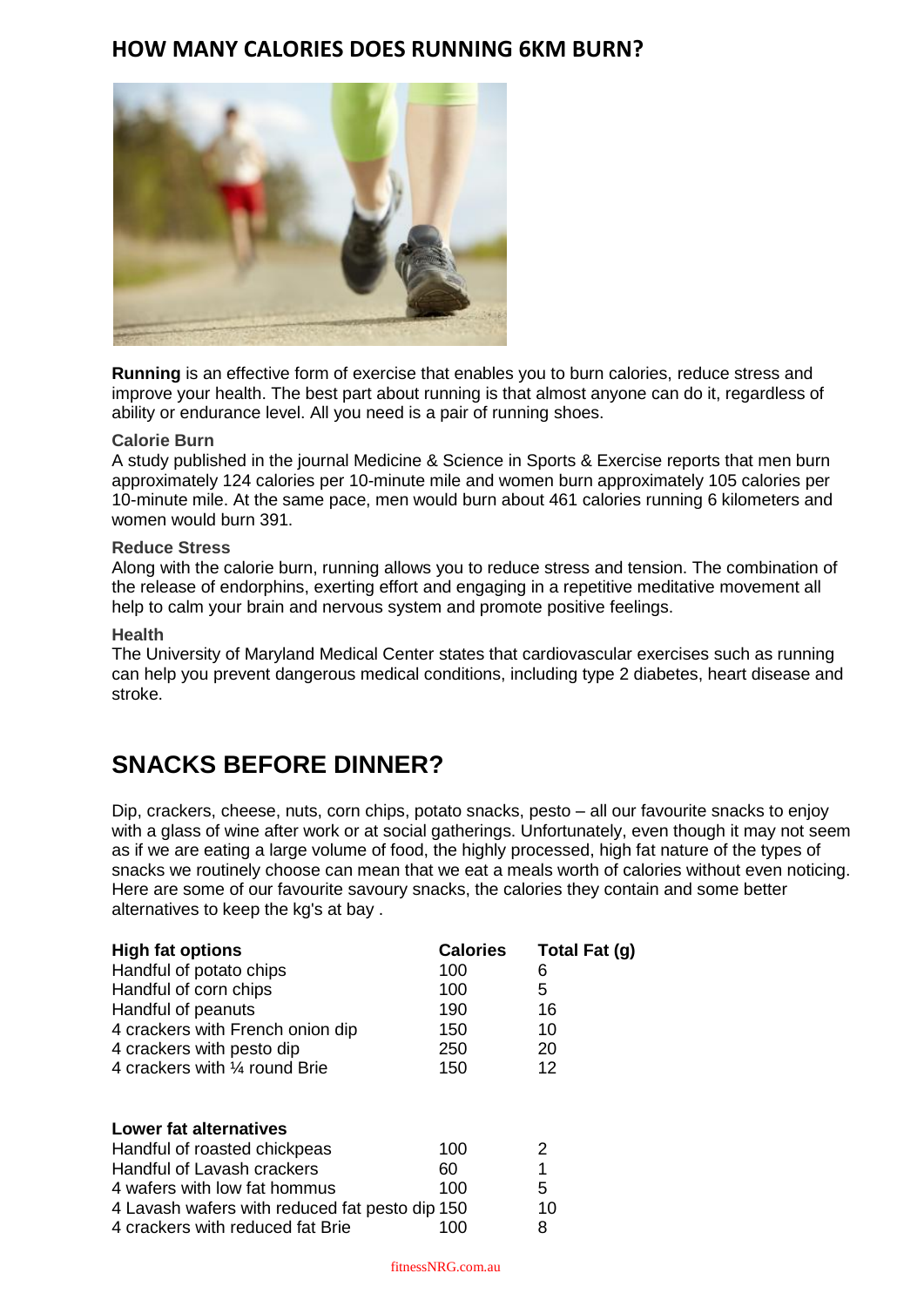## HOW MANY CALORIES DOES RUNNING 6KM BURN?

**Running** is an effective form of exercise that enables you to burn calories, reduce stress and improve your health. The best part about running is that almost anyone can do it, regardless of ability or endurance level. All you need is a pair of running shoes.

### Calorie Burn

A study published in the journal Medicine & Science in Sports & Exercise reports that men burn approximately 124 calories per 10-minute mile and women burn approximately 105 calories per 10-minute mile. At the same pace, men would burn about 461 calories running 6 kilometers and women would burn 391.

### Reduce Stress

Along with the calorie burn, running allows you to reduce stress and tension. The combination of the release of endorphins, exerting effort and engaging in a repetitive meditative movement all help to calm your brain and nervous system and promote positive feelings.

### Health

The University of Maryland Medical Center states that cardiovascular exercises such as running can help you prevent dangerous medical conditions, including type 2 diabetes, heart disease and stroke.

## SNACKS BEFORE DINNER?

Dip, crackers, cheese, nuts, corn chips, potato snacks, pesto – all our favourite snacks to enjoy with a glass of wine after work or at social gatherings. Unfortunately, even though it may not seem as if we are eating a large volume of food, the highly processed, high fat nature of the types of snacks we routinely choose can mean that we eat a meals worth of calories without even noticing. Here are some of our favourite savoury snacks, the calories they contain and some better alternatives to keep the kg's at bay .

| **High fat options** | **Calories** | **Total Fat (g)** |
|---|---|---|
| Handful of potato chips | 100 | 6 |
| Handful of corn chips | 100 | 5 |
| Handful of peanuts | 190 | 16 |
| 4 crackers with French onion dip | 150 | 10 |
| 4 crackers with pesto dip | 250 | 20 |
| 4 crackers with ¼ round Brie | 150 | 12 |

| **Lower fat alternatives** | | |
|---|---|---|
| Handful of roasted chickpeas | 100 | 2 |
| Handful of Lavash crackers | 60 | 1 |
| 4 wafers with low fat hommus | 100 | 5 |
| 4 Lavash wafers with reduced fat pesto dip | 150 | 10 |
| 4 crackers with reduced fat Brie | 100 | 8 |